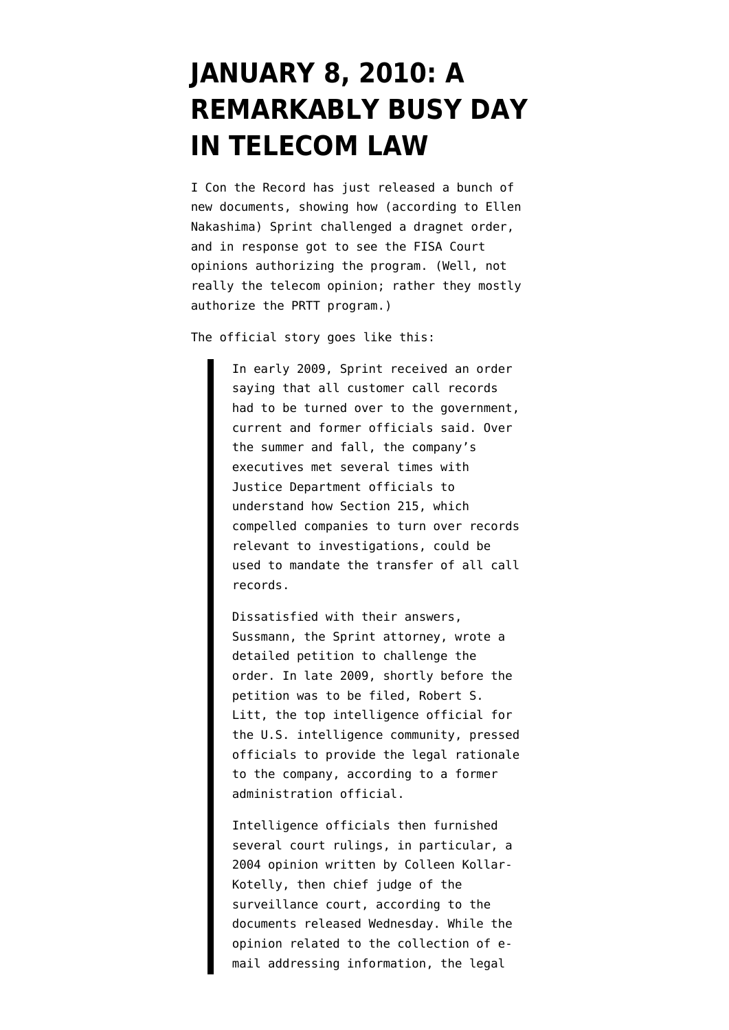# JANUARY 8, 2010: A REMARKABLY BUSY DAY IN TELECOM LAW

I Con the Record has just released a bunch of new documents, showing how (according to Ellen Nakashima) Sprint challenged a dragnet order, and in response got to see the FISA Court opinions authorizing the program. (Well, not really the telecom opinion; rather they mostly authorize the PRTT program.)

The official story goes like this:

> In early 2009, Sprint received an order saying that all customer call records had to be turned over to the government, current and former officials said. Over the summer and fall, the company's executives met several times with Justice Department officials to understand how Section 215, which compelled companies to turn over records relevant to investigations, could be used to mandate the transfer of all call records.
>
> Dissatisfied with their answers, Sussmann, the Sprint attorney, wrote a detailed petition to challenge the order. In late 2009, shortly before the petition was to be filed, Robert S. Litt, the top intelligence official for the U.S. intelligence community, pressed officials to provide the legal rationale to the company, according to a former administration official.
>
> Intelligence officials then furnished several court rulings, in particular, a 2004 opinion written by Colleen Kollar-Kotelly, then chief judge of the surveillance court, according to the documents released Wednesday. While the opinion related to the collection of e-mail addressing information, the legal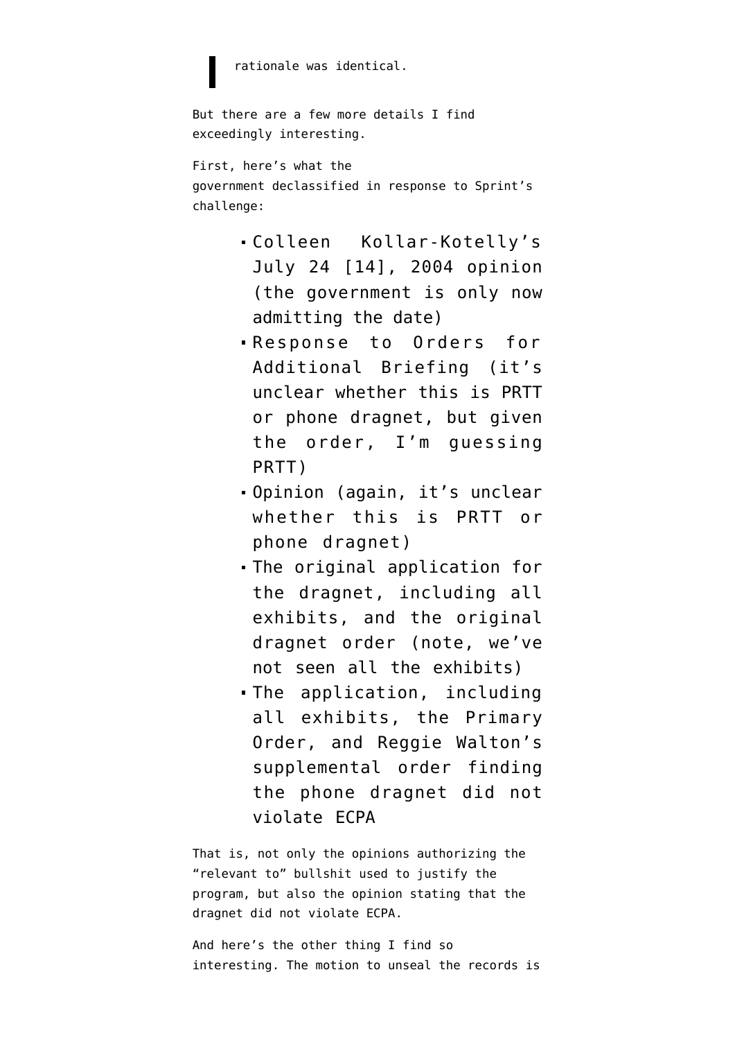> rationale was identical.

But there are a few more details I find exceedingly interesting.

First, here's what the government declassified in response to Sprint's challenge:

- Colleen Kollar-Kotelly's July 24 [14], 2004 opinion (the government is only now admitting the date)
- Response to Orders for Additional Briefing (it's unclear whether this is PRTT or phone dragnet, but given the order, I'm guessing PRTT)
- Opinion (again, it's unclear whether this is PRTT or phone dragnet)
- The original application for the dragnet, including all exhibits, and the original dragnet order (note, we've not seen all the exhibits)
- The application, including all exhibits, the Primary Order, and Reggie Walton's supplemental order finding the phone dragnet did not violate ECPA

That is, not only the opinions authorizing the "relevant to" bullshit used to justify the program, but also the opinion stating that the dragnet did not violate ECPA.

And here's the other thing I find so interesting. The motion to unseal the records is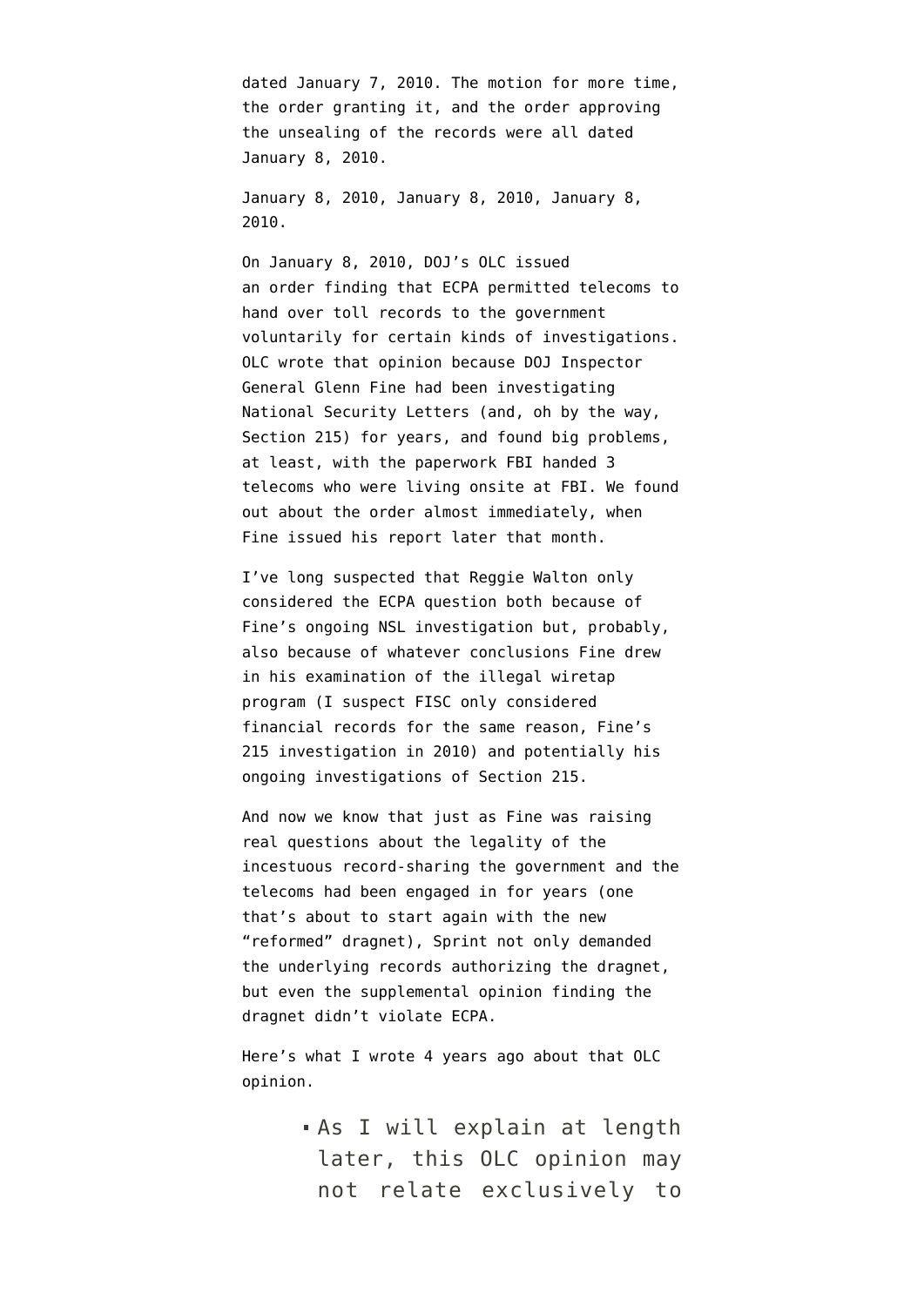dated January 7, 2010. The motion for more time, the order granting it, and the order approving the unsealing of the records were all dated January 8, 2010.

January 8, 2010, January 8, 2010, January 8, 2010.

On January 8, 2010, DOJ's OLC issued an order finding that ECPA permitted telecoms to hand over toll records to the government voluntarily for certain kinds of investigations. OLC wrote that opinion because DOJ Inspector General Glenn Fine had been investigating National Security Letters (and, oh by the way, Section 215) for years, and found big problems, at least, with the paperwork FBI handed 3 telecoms who were living onsite at FBI. We found out about the order almost immediately, when Fine issued his report later that month.

I've long suspected that Reggie Walton only considered the ECPA question both because of Fine's ongoing NSL investigation but, probably, also because of whatever conclusions Fine drew in his examination of the illegal wiretap program (I suspect FISC only considered financial records for the same reason, Fine's 215 investigation in 2010) and potentially his ongoing investigations of Section 215.

And now we know that just as Fine was raising real questions about the legality of the incestuous record-sharing the government and the telecoms had been engaged in for years (one that's about to start again with the new "reformed" dragnet), Sprint not only demanded the underlying records authorizing the dragnet, but even the supplemental opinion finding the dragnet didn't violate ECPA.

Here's what I wrote 4 years ago about that OLC opinion.

> - As I will explain at length later, this OLC opinion may not relate exclusively to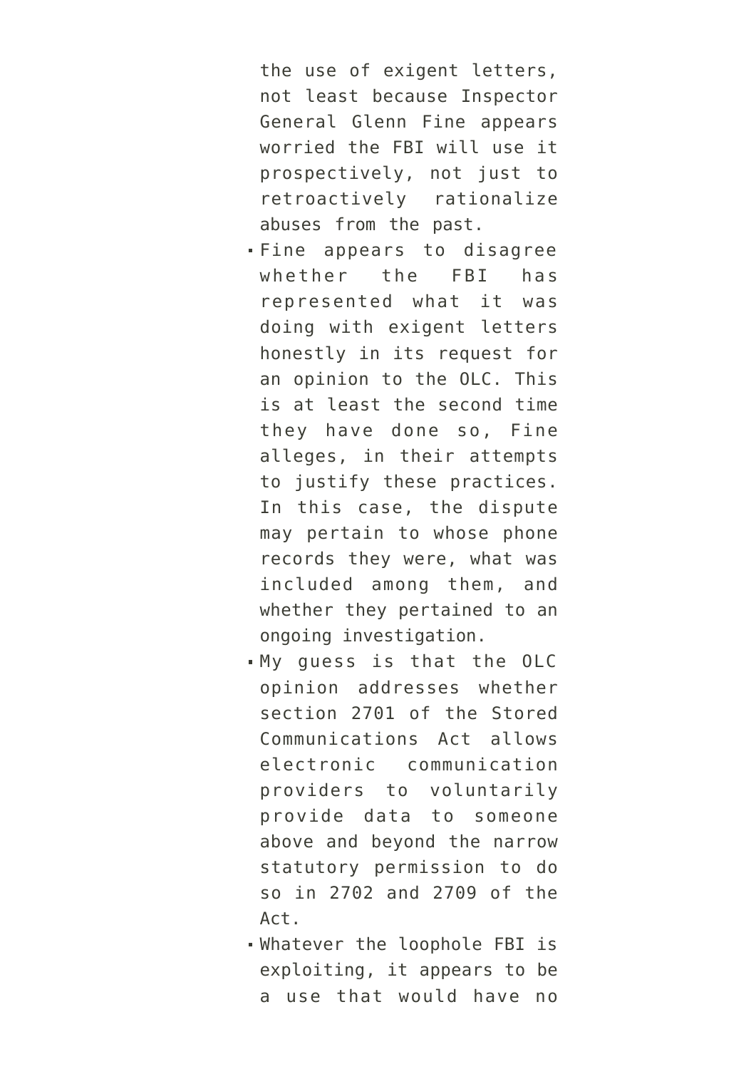the use of exigent letters, not least because Inspector General Glenn Fine appears worried the FBI will use it prospectively, not just to retroactively rationalize abuses from the past.

- Fine appears to disagree whether the FBI has represented what it was doing with exigent letters honestly in its request for an opinion to the OLC. This is at least the second time they have done so, Fine alleges, in their attempts to justify these practices. In this case, the dispute may pertain to whose phone records they were, what was included among them, and whether they pertained to an ongoing investigation.
- My guess is that the OLC opinion addresses whether section 2701 of the Stored Communications Act allows electronic communication providers to voluntarily provide data to someone above and beyond the narrow statutory permission to do so in 2702 and 2709 of the Act.
- Whatever the loophole FBI is exploiting, it appears to be a use that would have no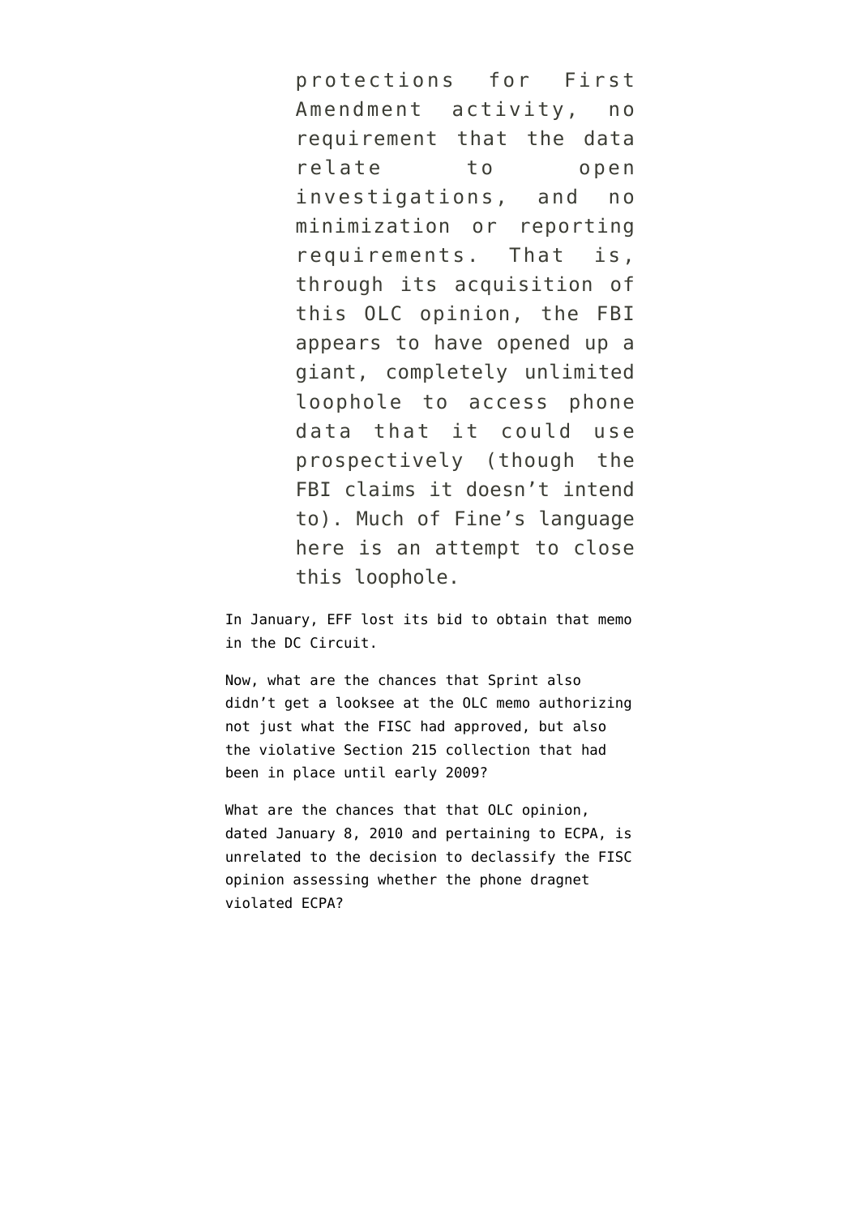> protections for First Amendment activity, no requirement that the data relate to open investigations, and no minimization or reporting requirements. That is, through its acquisition of this OLC opinion, the FBI appears to have opened up a giant, completely unlimited loophole to access phone data that it could use prospectively (though the FBI claims it doesn't intend to). Much of Fine's language here is an attempt to close this loophole.

In January, EFF lost its bid to obtain that memo in the DC Circuit.

Now, what are the chances that Sprint also didn't get a looksee at the OLC memo authorizing not just what the FISC had approved, but also the violative Section 215 collection that had been in place until early 2009?

What are the chances that that OLC opinion, dated January 8, 2010 and pertaining to ECPA, is unrelated to the decision to declassify the FISC opinion assessing whether the phone dragnet violated ECPA?